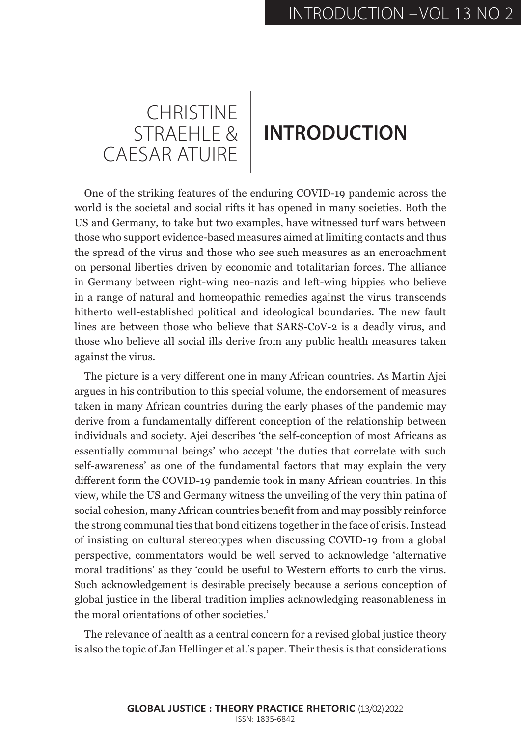# INTRODUCTION

CHRISTINE STRAEHLE & CAESAR ATUIRE

One of the striking features of the enduring COVID-19 pandemic across the world is the societal and social rifts it has opened in many societies. Both the US and Germany, to take but two examples, have witnessed turf wars between those who support evidence-based measures aimed at limiting contacts and thus the spread of the virus and those who see such measures as an encroachment on personal liberties driven by economic and totalitarian forces. The alliance in Germany between right-wing neo-nazis and left-wing hippies who believe in a range of natural and homeopathic remedies against the virus transcends hitherto well-established political and ideological boundaries. The new fault lines are between those who believe that SARS-CoV-2 is a deadly virus, and those who believe all social ills derive from any public health measures taken against the virus.

The picture is a very different one in many African countries. As Martin Ajei argues in his contribution to this special volume, the endorsement of measures taken in many African countries during the early phases of the pandemic may derive from a fundamentally different conception of the relationship between individuals and society. Ajei describes 'the self-conception of most Africans as essentially communal beings' who accept 'the duties that correlate with such self-awareness' as one of the fundamental factors that may explain the very different form the COVID-19 pandemic took in many African countries. In this view, while the US and Germany witness the unveiling of the very thin patina of social cohesion, many African countries benefit from and may possibly reinforce the strong communal ties that bond citizens together in the face of crisis. Instead of insisting on cultural stereotypes when discussing COVID-19 from a global perspective, commentators would be well served to acknowledge 'alternative moral traditions' as they 'could be useful to Western efforts to curb the virus. Such acknowledgement is desirable precisely because a serious conception of global justice in the liberal tradition implies acknowledging reasonableness in the moral orientations of other societies.'

The relevance of health as a central concern for a revised global justice theory is also the topic of Jan Hellinger et al.'s paper. Their thesis is that considerations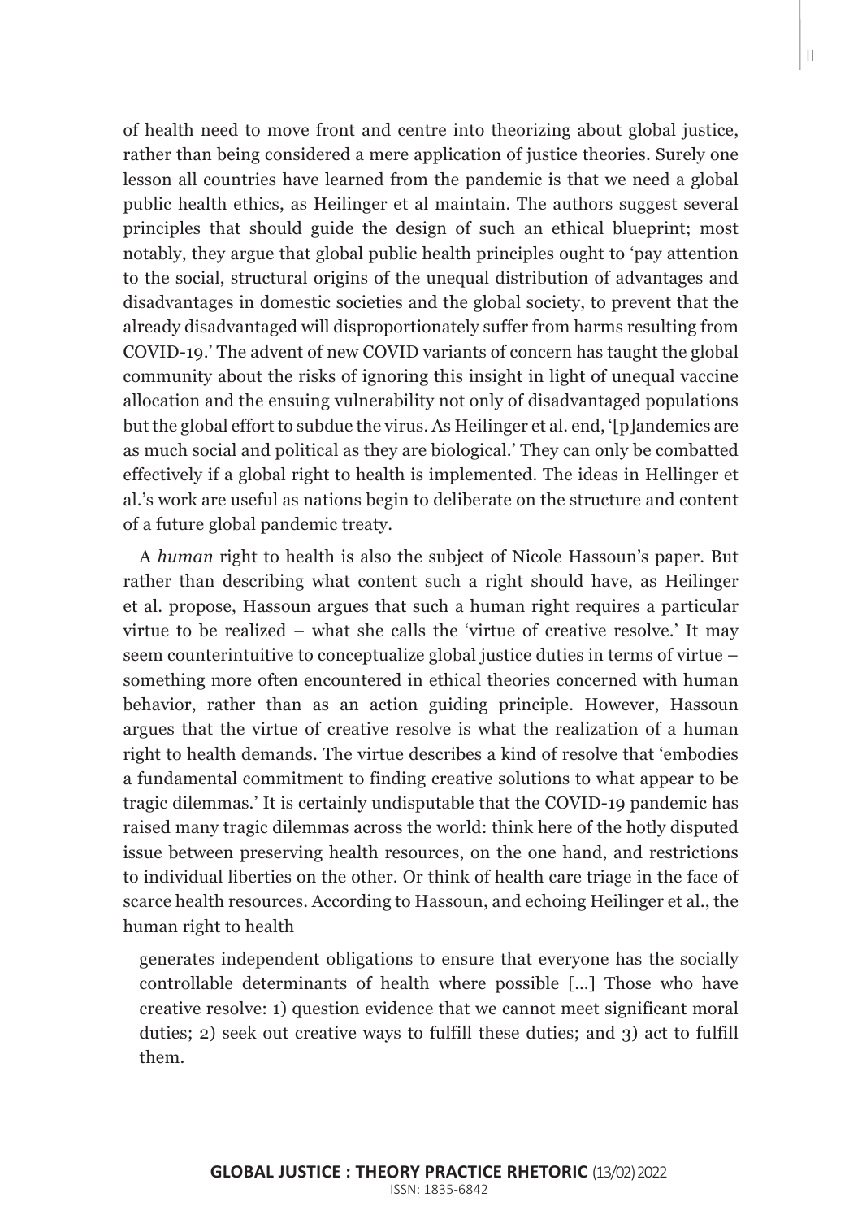of health need to move front and centre into theorizing about global justice, rather than being considered a mere application of justice theories. Surely one lesson all countries have learned from the pandemic is that we need a global public health ethics, as Heilinger et al maintain. The authors suggest several principles that should guide the design of such an ethical blueprint; most notably, they argue that global public health principles ought to 'pay attention to the social, structural origins of the unequal distribution of advantages and disadvantages in domestic societies and the global society, to prevent that the already disadvantaged will disproportionately suffer from harms resulting from COVID-19.' The advent of new COVID variants of concern has taught the global community about the risks of ignoring this insight in light of unequal vaccine allocation and the ensuing vulnerability not only of disadvantaged populations but the global effort to subdue the virus. As Heilinger et al. end, '[p]andemics are as much social and political as they are biological.' They can only be combatted effectively if a global right to health is implemented. The ideas in Hellinger et al.'s work are useful as nations begin to deliberate on the structure and content of a future global pandemic treaty.

A *human* right to health is also the subject of Nicole Hassoun's paper. But rather than describing what content such a right should have, as Heilinger et al. propose, Hassoun argues that such a human right requires a particular virtue to be realized – what she calls the 'virtue of creative resolve.' It may seem counterintuitive to conceptualize global justice duties in terms of virtue – something more often encountered in ethical theories concerned with human behavior, rather than as an action guiding principle. However, Hassoun argues that the virtue of creative resolve is what the realization of a human right to health demands. The virtue describes a kind of resolve that 'embodies a fundamental commitment to finding creative solutions to what appear to be tragic dilemmas.' It is certainly undisputable that the COVID-19 pandemic has raised many tragic dilemmas across the world: think here of the hotly disputed issue between preserving health resources, on the one hand, and restrictions to individual liberties on the other. Or think of health care triage in the face of scarce health resources. According to Hassoun, and echoing Heilinger et al., the human right to health

> generates independent obligations to ensure that everyone has the socially controllable determinants of health where possible [...] Those who have creative resolve: 1) question evidence that we cannot meet significant moral duties; 2) seek out creative ways to fulfill these duties; and 3) act to fulfill them.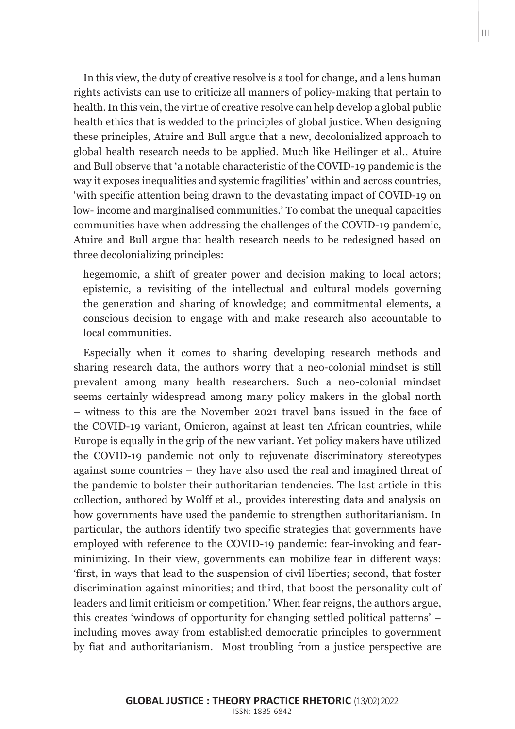In this view, the duty of creative resolve is a tool for change, and a lens human rights activists can use to criticize all manners of policy-making that pertain to health. In this vein, the virtue of creative resolve can help develop a global public health ethics that is wedded to the principles of global justice. When designing these principles, Atuire and Bull argue that a new, decolonialized approach to global health research needs to be applied. Much like Heilinger et al., Atuire and Bull observe that 'a notable characteristic of the COVID-19 pandemic is the way it exposes inequalities and systemic fragilities' within and across countries, 'with specific attention being drawn to the devastating impact of COVID-19 on low- income and marginalised communities.' To combat the unequal capacities communities have when addressing the challenges of the COVID-19 pandemic, Atuire and Bull argue that health research needs to be redesigned based on three decolonializing principles:

> hegemomic, a shift of greater power and decision making to local actors; epistemic, a revisiting of the intellectual and cultural models governing the generation and sharing of knowledge; and commitmental elements, a conscious decision to engage with and make research also accountable to local communities.

Especially when it comes to sharing developing research methods and sharing research data, the authors worry that a neo-colonial mindset is still prevalent among many health researchers. Such a neo-colonial mindset seems certainly widespread among many policy makers in the global north – witness to this are the November 2021 travel bans issued in the face of the COVID-19 variant, Omicron, against at least ten African countries, while Europe is equally in the grip of the new variant. Yet policy makers have utilized the COVID-19 pandemic not only to rejuvenate discriminatory stereotypes against some countries – they have also used the real and imagined threat of the pandemic to bolster their authoritarian tendencies. The last article in this collection, authored by Wolff et al., provides interesting data and analysis on how governments have used the pandemic to strengthen authoritarianism. In particular, the authors identify two specific strategies that governments have employed with reference to the COVID-19 pandemic: fear-invoking and fear-minimizing. In their view, governments can mobilize fear in different ways: 'first, in ways that lead to the suspension of civil liberties; second, that foster discrimination against minorities; and third, that boost the personality cult of leaders and limit criticism or competition.' When fear reigns, the authors argue, this creates 'windows of opportunity for changing settled political patterns' – including moves away from established democratic principles to government by fiat and authoritarianism. Most troubling from a justice perspective are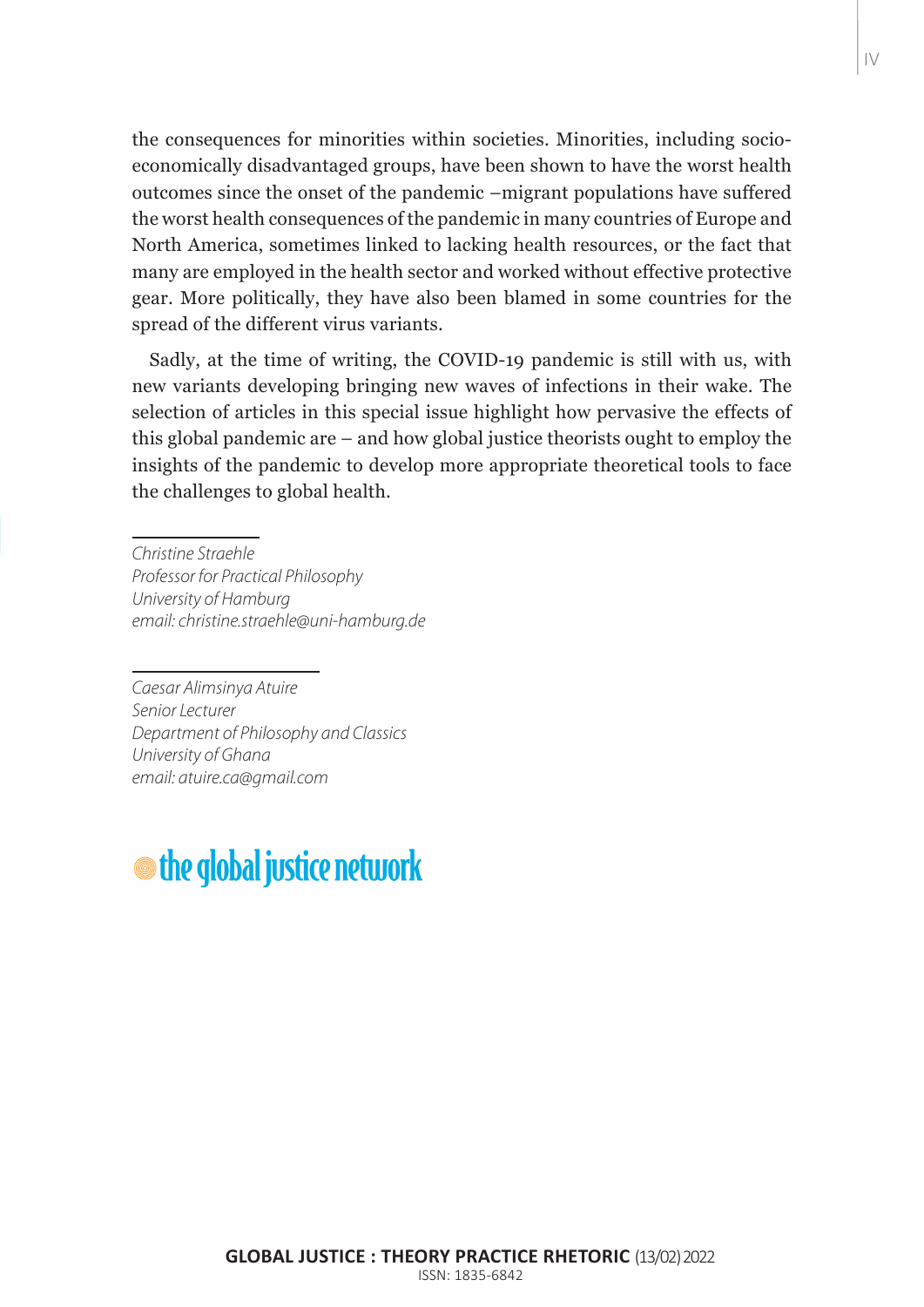the consequences for minorities within societies. Minorities, including socio-economically disadvantaged groups, have been shown to have the worst health outcomes since the onset of the pandemic –migrant populations have suffered the worst health consequences of the pandemic in many countries of Europe and North America, sometimes linked to lacking health resources, or the fact that many are employed in the health sector and worked without effective protective gear. More politically, they have also been blamed in some countries for the spread of the different virus variants.

Sadly, at the time of writing, the COVID-19 pandemic is still with us, with new variants developing bringing new waves of infections in their wake. The selection of articles in this special issue highlight how pervasive the effects of this global pandemic are – and how global justice theorists ought to employ the insights of the pandemic to develop more appropriate theoretical tools to face the challenges to global health.

---

*Christine Straehle*
*Professor for Practical Philosophy*
*University of Hamburg*
*email: christine.straehle@uni-hamburg.de*

---

*Caesar Alimsinya Atuire*
*Senior Lecturer*
*Department of Philosophy and Classics*
*University of Ghana*
*email: atuire.ca@gmail.com*

the global justice network